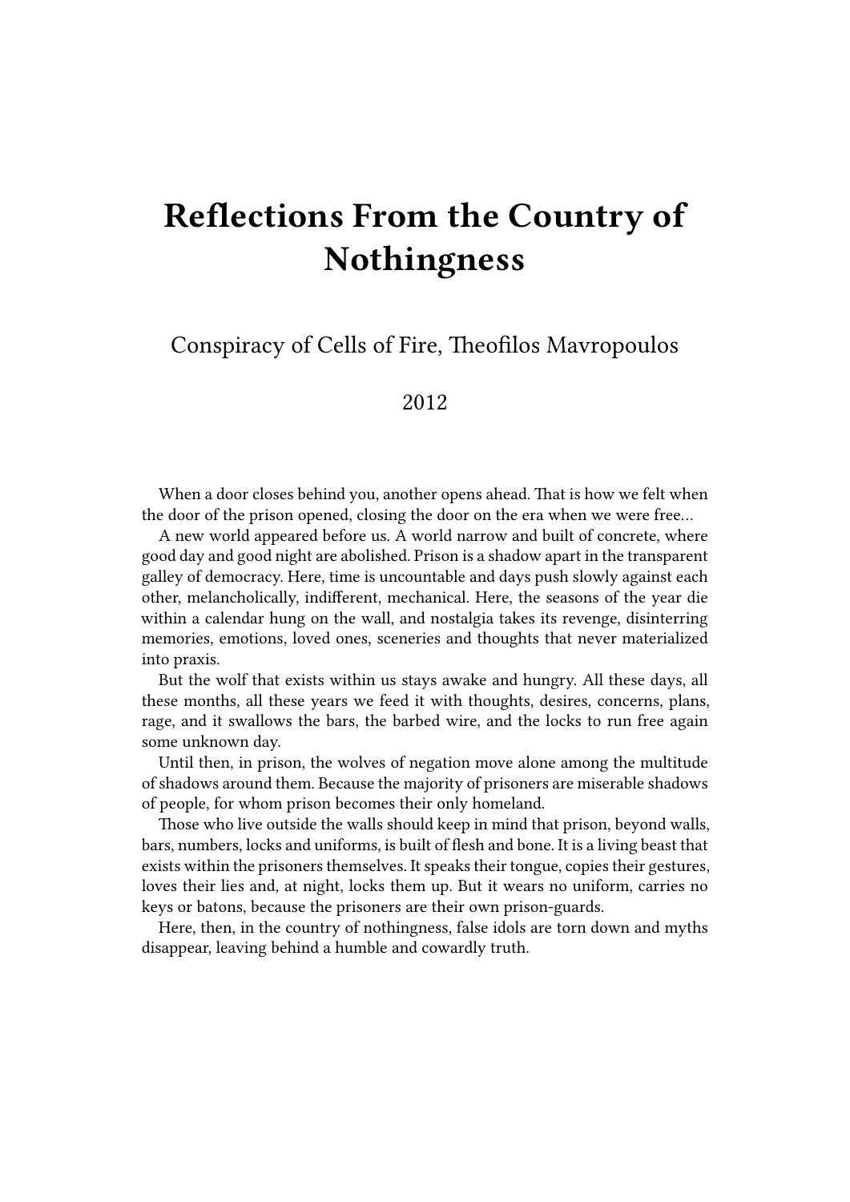# Reflections From the Country of Nothingness

Conspiracy of Cells of Fire, Theofilos Mavropoulos

2012

When a door closes behind you, another opens ahead. That is how we felt when the door of the prison opened, closing the door on the era when we were free…

A new world appeared before us. A world narrow and built of concrete, where good day and good night are abolished. Prison is a shadow apart in the transparent galley of democracy. Here, time is uncountable and days push slowly against each other, melancholically, indifferent, mechanical. Here, the seasons of the year die within a calendar hung on the wall, and nostalgia takes its revenge, disinterring memories, emotions, loved ones, sceneries and thoughts that never materialized into praxis.

But the wolf that exists within us stays awake and hungry. All these days, all these months, all these years we feed it with thoughts, desires, concerns, plans, rage, and it swallows the bars, the barbed wire, and the locks to run free again some unknown day.

Until then, in prison, the wolves of negation move alone among the multitude of shadows around them. Because the majority of prisoners are miserable shadows of people, for whom prison becomes their only homeland.

Those who live outside the walls should keep in mind that prison, beyond walls, bars, numbers, locks and uniforms, is built of flesh and bone. It is a living beast that exists within the prisoners themselves. It speaks their tongue, copies their gestures, loves their lies and, at night, locks them up. But it wears no uniform, carries no keys or batons, because the prisoners are their own prison-guards.

Here, then, in the country of nothingness, false idols are torn down and myths disappear, leaving behind a humble and cowardly truth.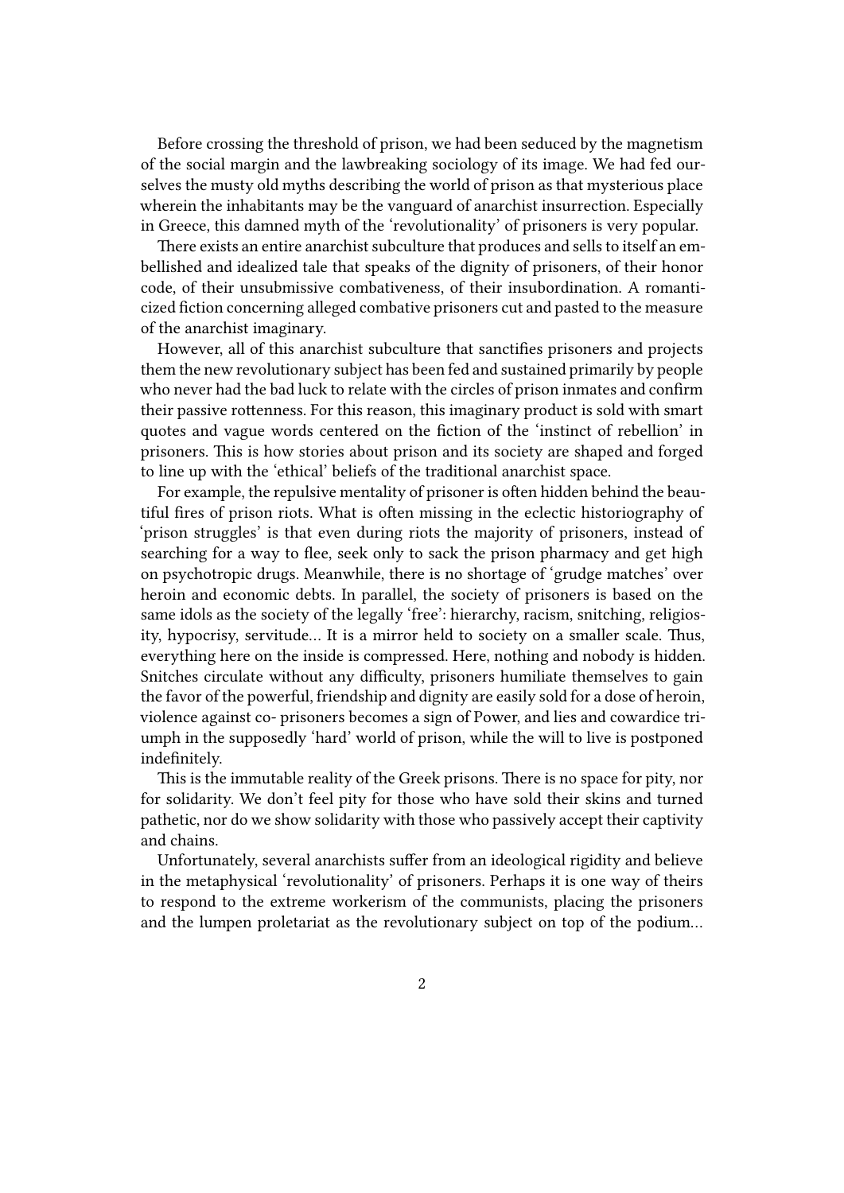Before crossing the threshold of prison, we had been seduced by the magnetism of the social margin and the lawbreaking sociology of its image. We had fed ourselves the musty old myths describing the world of prison as that mysterious place wherein the inhabitants may be the vanguard of anarchist insurrection. Especially in Greece, this damned myth of the 'revolutionality' of prisoners is very popular.

There exists an entire anarchist subculture that produces and sells to itself an embellished and idealized tale that speaks of the dignity of prisoners, of their honor code, of their unsubmissive combativeness, of their insubordination. A romanticized fiction concerning alleged combative prisoners cut and pasted to the measure of the anarchist imaginary.

However, all of this anarchist subculture that sanctifies prisoners and projects them the new revolutionary subject has been fed and sustained primarily by people who never had the bad luck to relate with the circles of prison inmates and confirm their passive rottenness. For this reason, this imaginary product is sold with smart quotes and vague words centered on the fiction of the 'instinct of rebellion' in prisoners. This is how stories about prison and its society are shaped and forged to line up with the 'ethical' beliefs of the traditional anarchist space.

For example, the repulsive mentality of prisoner is often hidden behind the beautiful fires of prison riots. What is often missing in the eclectic historiography of 'prison struggles' is that even during riots the majority of prisoners, instead of searching for a way to flee, seek only to sack the prison pharmacy and get high on psychotropic drugs. Meanwhile, there is no shortage of 'grudge matches' over heroin and economic debts. In parallel, the society of prisoners is based on the same idols as the society of the legally 'free': hierarchy, racism, snitching, religiosity, hypocrisy, servitude… It is a mirror held to society on a smaller scale. Thus, everything here on the inside is compressed. Here, nothing and nobody is hidden. Snitches circulate without any difficulty, prisoners humiliate themselves to gain the favor of the powerful, friendship and dignity are easily sold for a dose of heroin, violence against co- prisoners becomes a sign of Power, and lies and cowardice triumph in the supposedly 'hard' world of prison, while the will to live is postponed indefinitely.

This is the immutable reality of the Greek prisons. There is no space for pity, nor for solidarity. We don't feel pity for those who have sold their skins and turned pathetic, nor do we show solidarity with those who passively accept their captivity and chains.

Unfortunately, several anarchists suffer from an ideological rigidity and believe in the metaphysical 'revolutionality' of prisoners. Perhaps it is one way of theirs to respond to the extreme workerism of the communists, placing the prisoners and the lumpen proletariat as the revolutionary subject on top of the podium…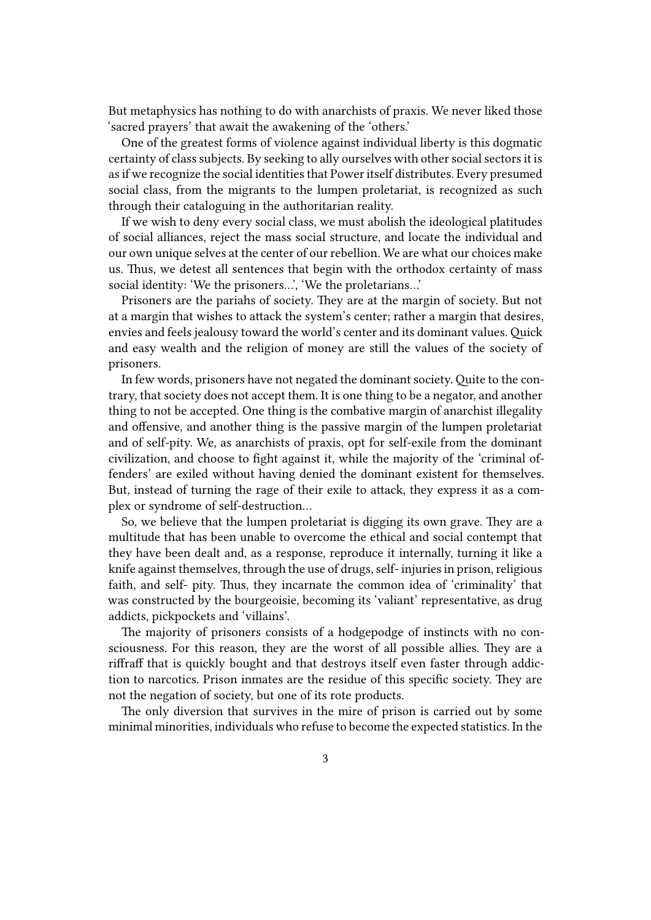But metaphysics has nothing to do with anarchists of praxis. We never liked those 'sacred prayers' that await the awakening of the 'others.'

One of the greatest forms of violence against individual liberty is this dogmatic certainty of class subjects. By seeking to ally ourselves with other social sectors it is as if we recognize the social identities that Power itself distributes. Every presumed social class, from the migrants to the lumpen proletariat, is recognized as such through their cataloguing in the authoritarian reality.

If we wish to deny every social class, we must abolish the ideological platitudes of social alliances, reject the mass social structure, and locate the individual and our own unique selves at the center of our rebellion. We are what our choices make us. Thus, we detest all sentences that begin with the orthodox certainty of mass social identity: 'We the prisoners…', 'We the proletarians…'

Prisoners are the pariahs of society. They are at the margin of society. But not at a margin that wishes to attack the system's center; rather a margin that desires, envies and feels jealousy toward the world's center and its dominant values. Quick and easy wealth and the religion of money are still the values of the society of prisoners.

In few words, prisoners have not negated the dominant society. Quite to the contrary, that society does not accept them. It is one thing to be a negator, and another thing to not be accepted. One thing is the combative margin of anarchist illegality and offensive, and another thing is the passive margin of the lumpen proletariat and of self-pity. We, as anarchists of praxis, opt for self-exile from the dominant civilization, and choose to fight against it, while the majority of the 'criminal offenders' are exiled without having denied the dominant existent for themselves. But, instead of turning the rage of their exile to attack, they express it as a complex or syndrome of self-destruction…

So, we believe that the lumpen proletariat is digging its own grave. They are a multitude that has been unable to overcome the ethical and social contempt that they have been dealt and, as a response, reproduce it internally, turning it like a knife against themselves, through the use of drugs, self- injuries in prison, religious faith, and self- pity. Thus, they incarnate the common idea of 'criminality' that was constructed by the bourgeoisie, becoming its 'valiant' representative, as drug addicts, pickpockets and 'villains'.

The majority of prisoners consists of a hodgepodge of instincts with no consciousness. For this reason, they are the worst of all possible allies. They are a riffraff that is quickly bought and that destroys itself even faster through addiction to narcotics. Prison inmates are the residue of this specific society. They are not the negation of society, but one of its rote products.

The only diversion that survives in the mire of prison is carried out by some minimal minorities, individuals who refuse to become the expected statistics. In the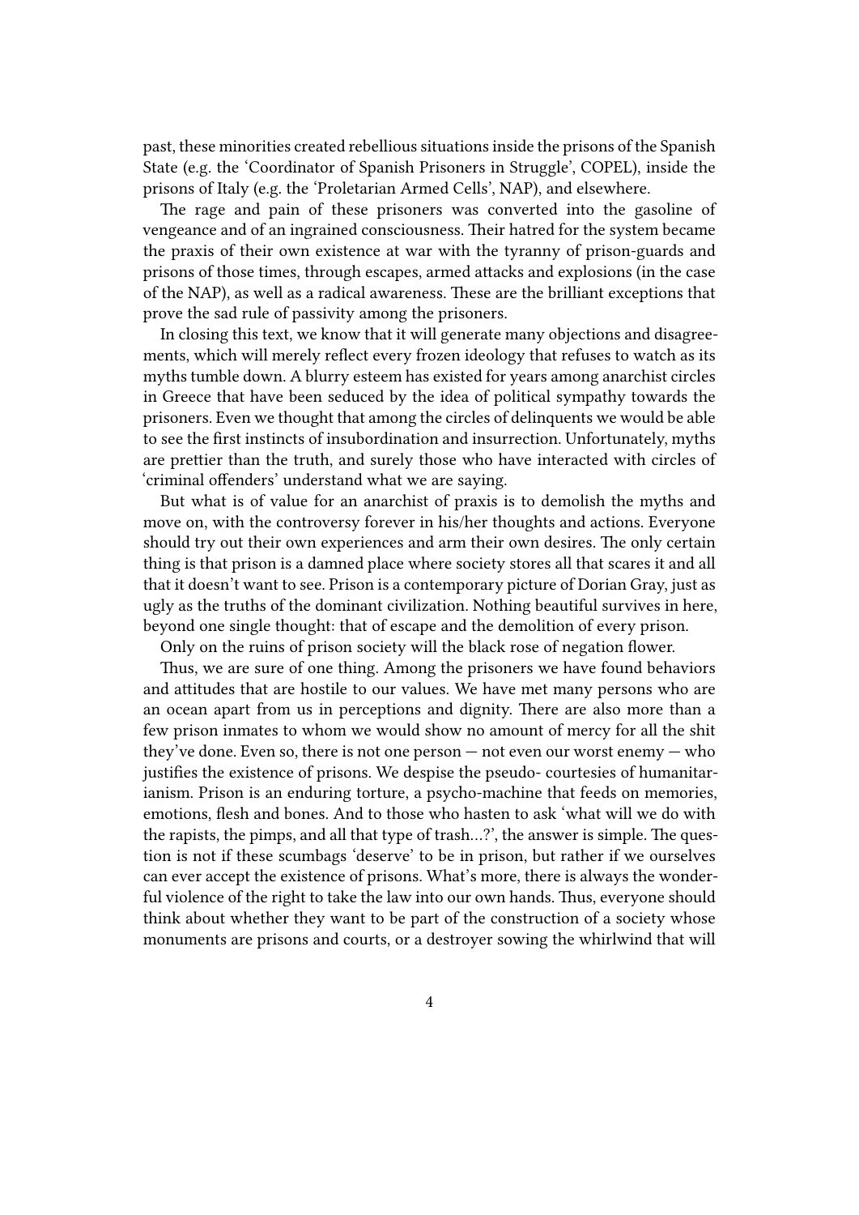past, these minorities created rebellious situations inside the prisons of the Spanish State (e.g. the 'Coordinator of Spanish Prisoners in Struggle', COPEL), inside the prisons of Italy (e.g. the 'Proletarian Armed Cells', NAP), and elsewhere.

The rage and pain of these prisoners was converted into the gasoline of vengeance and of an ingrained consciousness. Their hatred for the system became the praxis of their own existence at war with the tyranny of prison-guards and prisons of those times, through escapes, armed attacks and explosions (in the case of the NAP), as well as a radical awareness. These are the brilliant exceptions that prove the sad rule of passivity among the prisoners.

In closing this text, we know that it will generate many objections and disagreements, which will merely reflect every frozen ideology that refuses to watch as its myths tumble down. A blurry esteem has existed for years among anarchist circles in Greece that have been seduced by the idea of political sympathy towards the prisoners. Even we thought that among the circles of delinquents we would be able to see the first instincts of insubordination and insurrection. Unfortunately, myths are prettier than the truth, and surely those who have interacted with circles of 'criminal offenders' understand what we are saying.

But what is of value for an anarchist of praxis is to demolish the myths and move on, with the controversy forever in his/her thoughts and actions. Everyone should try out their own experiences and arm their own desires. The only certain thing is that prison is a damned place where society stores all that scares it and all that it doesn't want to see. Prison is a contemporary picture of Dorian Gray, just as ugly as the truths of the dominant civilization. Nothing beautiful survives in here, beyond one single thought: that of escape and the demolition of every prison.

Only on the ruins of prison society will the black rose of negation flower.

Thus, we are sure of one thing. Among the prisoners we have found behaviors and attitudes that are hostile to our values. We have met many persons who are an ocean apart from us in perceptions and dignity. There are also more than a few prison inmates to whom we would show no amount of mercy for all the shit they've done. Even so, there is not one person — not even our worst enemy — who justifies the existence of prisons. We despise the pseudo- courtesies of humanitarianism. Prison is an enduring torture, a psycho-machine that feeds on memories, emotions, flesh and bones. And to those who hasten to ask 'what will we do with the rapists, the pimps, and all that type of trash…?', the answer is simple. The question is not if these scumbags 'deserve' to be in prison, but rather if we ourselves can ever accept the existence of prisons. What's more, there is always the wonderful violence of the right to take the law into our own hands. Thus, everyone should think about whether they want to be part of the construction of a society whose monuments are prisons and courts, or a destroyer sowing the whirlwind that will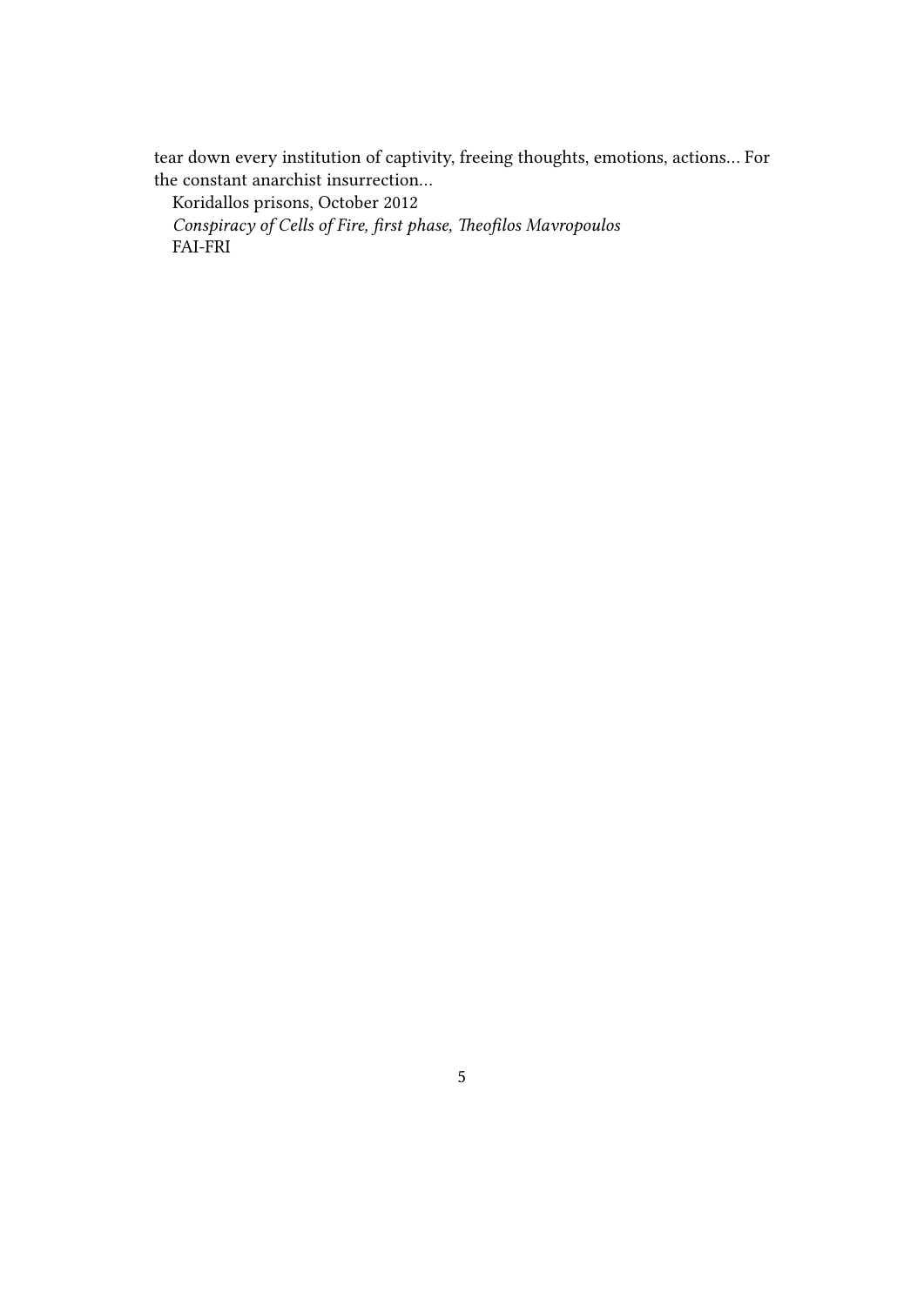tear down every institution of captivity, freeing thoughts, emotions, actions… For the constant anarchist insurrection…

Koridallos prisons, October 2012

*Conspiracy of Cells of Fire, first phase, Theofilos Mavropoulos*

FAI-FRI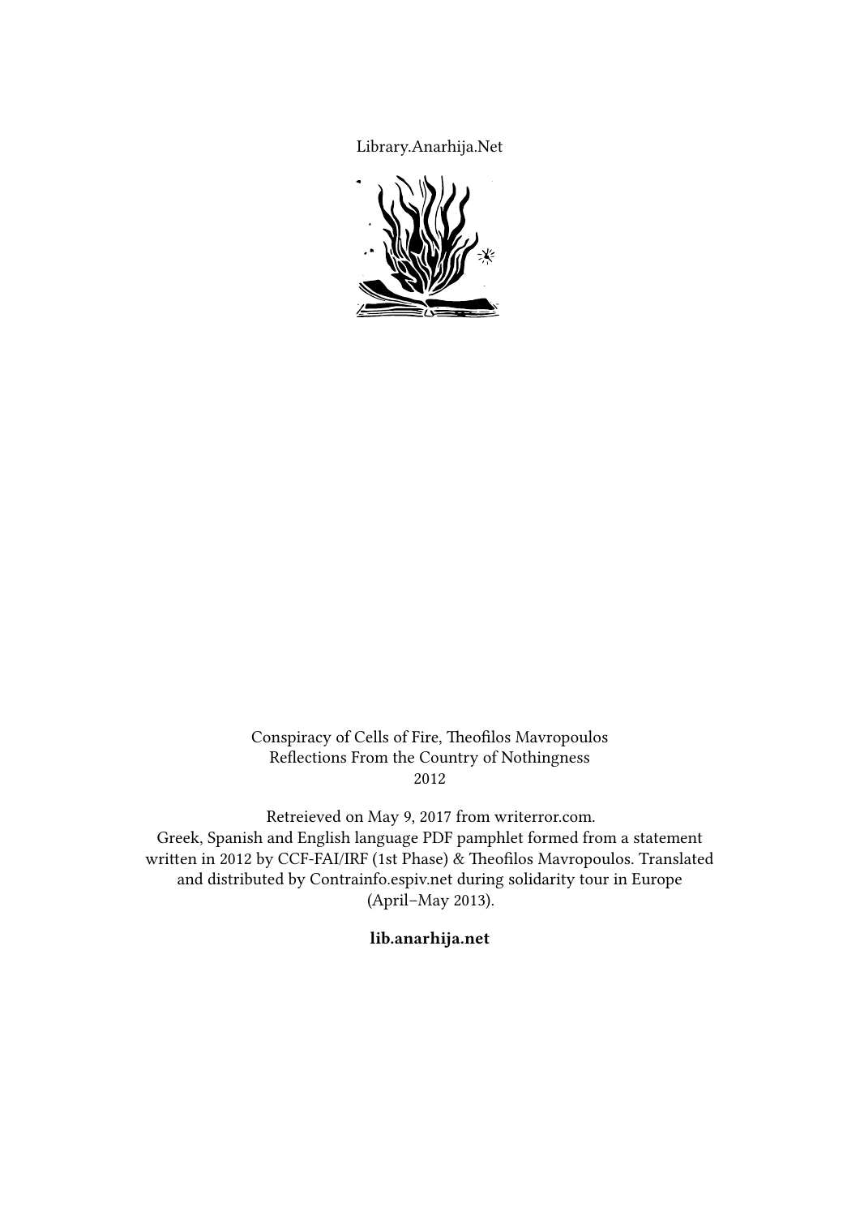Library.Anarhija.Net

Conspiracy of Cells of Fire, Theofilos Mavropoulos
Reflections From the Country of Nothingness
2012

Retreieved on May 9, 2017 from writerror.com.
Greek, Spanish and English language PDF pamphlet formed from a statement written in 2012 by CCF-FAI/IRF (1st Phase) & Theofilos Mavropoulos. Translated and distributed by Contrainfo.espiv.net during solidarity tour in Europe (April–May 2013).

**lib.anarhija.net**